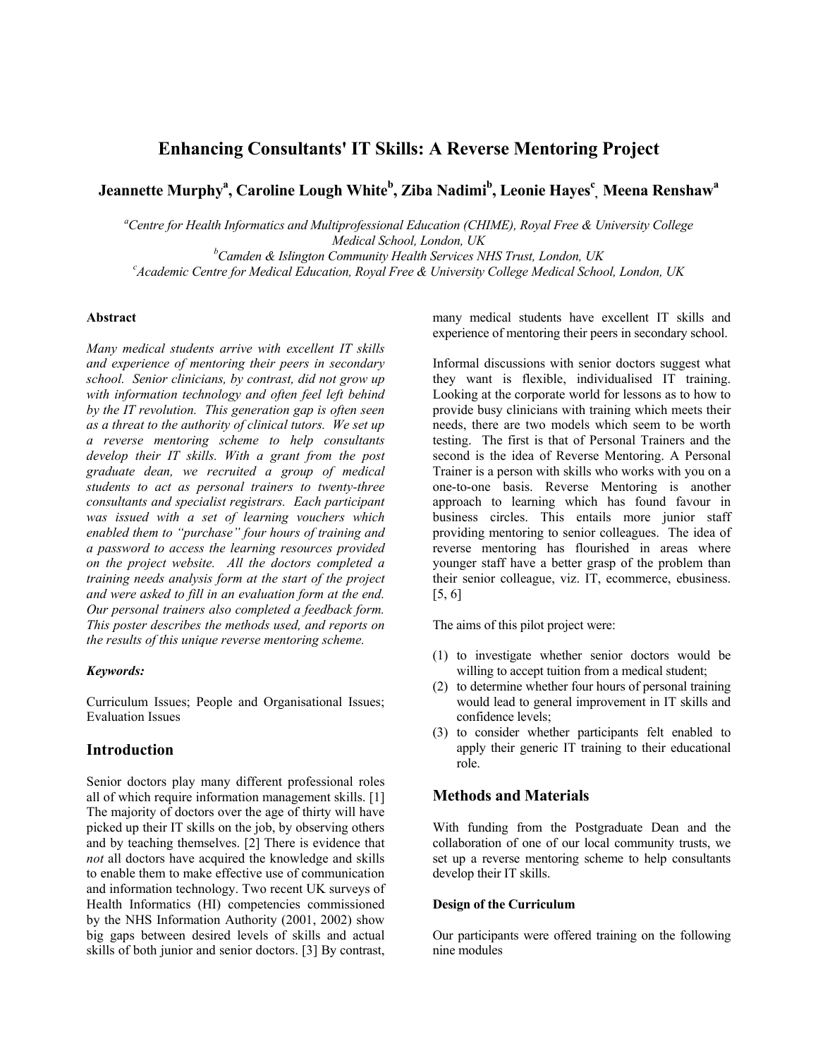# Enhancing Consultants' IT Skills: A Reverse Mentoring Project

**Jeannette Murphy[a], Caroline Lough White[b], Ziba Nadimi[b], Leonie Hayes[c], Meena Renshaw[a]**

*[a]Centre for Health Informatics and Multiprofessional Education (CHIME), Royal Free & University College Medical School, London, UK*
*[b]Camden & Islington Community Health Services NHS Trust, London, UK*
*[c]Academic Centre for Medical Education, Royal Free & University College Medical School, London, UK*

#### Abstract

*Many medical students arrive with excellent IT skills and experience of mentoring their peers in secondary school. Senior clinicians, by contrast, did not grow up with information technology and often feel left behind by the IT revolution. This generation gap is often seen as a threat to the authority of clinical tutors. We set up a reverse mentoring scheme to help consultants develop their IT skills. With a grant from the post graduate dean, we recruited a group of medical students to act as personal trainers to twenty-three consultants and specialist registrars. Each participant was issued with a set of learning vouchers which enabled them to "purchase" four hours of training and a password to access the learning resources provided on the project website. All the doctors completed a training needs analysis form at the start of the project and were asked to fill in an evaluation form at the end. Our personal trainers also completed a feedback form. This poster describes the methods used, and reports on the results of this unique reverse mentoring scheme.*

***Keywords:***

Curriculum Issues; People and Organisational Issues; Evaluation Issues

## Introduction

Senior doctors play many different professional roles all of which require information management skills. [1] The majority of doctors over the age of thirty will have picked up their IT skills on the job, by observing others and by teaching themselves. [2] There is evidence that *not* all doctors have acquired the knowledge and skills to enable them to make effective use of communication and information technology. Two recent UK surveys of Health Informatics (HI) competencies commissioned by the NHS Information Authority (2001, 2002) show big gaps between desired levels of skills and actual skills of both junior and senior doctors. [3] By contrast, many medical students have excellent IT skills and experience of mentoring their peers in secondary school.

Informal discussions with senior doctors suggest what they want is flexible, individualised IT training. Looking at the corporate world for lessons as to how to provide busy clinicians with training which meets their needs, there are two models which seem to be worth testing. The first is that of Personal Trainers and the second is the idea of Reverse Mentoring. A Personal Trainer is a person with skills who works with you on a one-to-one basis. Reverse Mentoring is another approach to learning which has found favour in business circles. This entails more junior staff providing mentoring to senior colleagues. The idea of reverse mentoring has flourished in areas where younger staff have a better grasp of the problem than their senior colleague, viz. IT, ecommerce, ebusiness. [5, 6]

The aims of this pilot project were:

1. to investigate whether senior doctors would be willing to accept tuition from a medical student;
2. to determine whether four hours of personal training would lead to general improvement in IT skills and confidence levels;
3. to consider whether participants felt enabled to apply their generic IT training to their educational role.

## Methods and Materials

With funding from the Postgraduate Dean and the collaboration of one of our local community trusts, we set up a reverse mentoring scheme to help consultants develop their IT skills.

#### Design of the Curriculum

Our participants were offered training on the following nine modules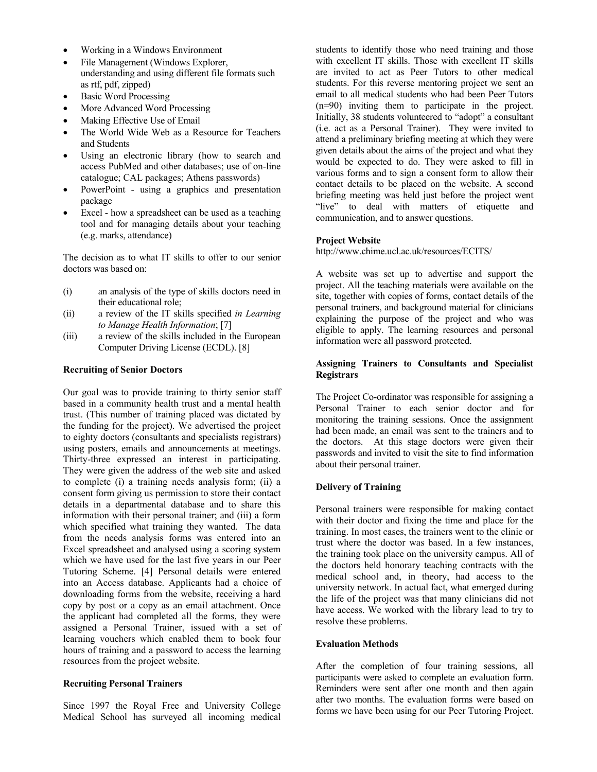- Working in a Windows Environment
- File Management (Windows Explorer, understanding and using different file formats such as rtf, pdf, zipped)
- Basic Word Processing
- More Advanced Word Processing
- Making Effective Use of Email
- The World Wide Web as a Resource for Teachers and Students
- Using an electronic library (how to search and access PubMed and other databases; use of on-line catalogue; CAL packages; Athens passwords)
- PowerPoint - using a graphics and presentation package
- Excel - how a spreadsheet can be used as a teaching tool and for managing details about your teaching (e.g. marks, attendance)

The decision as to what IT skills to offer to our senior doctors was based on:

(i) an analysis of the type of skills doctors need in their educational role;
(ii) a review of the IT skills specified *in Learning to Manage Health Information*; [7]
(iii) a review of the skills included in the European Computer Driving License (ECDL). [8]

**Recruiting of Senior Doctors**

Our goal was to provide training to thirty senior staff based in a community health trust and a mental health trust. (This number of training placed was dictated by the funding for the project). We advertised the project to eighty doctors (consultants and specialists registrars) using posters, emails and announcements at meetings. Thirty-three expressed an interest in participating. They were given the address of the web site and asked to complete (i) a training needs analysis form; (ii) a consent form giving us permission to store their contact details in a departmental database and to share this information with their personal trainer; and (iii) a form which specified what training they wanted. The data from the needs analysis forms was entered into an Excel spreadsheet and analysed using a scoring system which we have used for the last five years in our Peer Tutoring Scheme. [4] Personal details were entered into an Access database. Applicants had a choice of downloading forms from the website, receiving a hard copy by post or a copy as an email attachment. Once the applicant had completed all the forms, they were assigned a Personal Trainer, issued with a set of learning vouchers which enabled them to book four hours of training and a password to access the learning resources from the project website.

**Recruiting Personal Trainers**

Since 1997 the Royal Free and University College Medical School has surveyed all incoming medical students to identify those who need training and those with excellent IT skills. Those with excellent IT skills are invited to act as Peer Tutors to other medical students. For this reverse mentoring project we sent an email to all medical students who had been Peer Tutors (n=90) inviting them to participate in the project. Initially, 38 students volunteered to "adopt" a consultant (i.e. act as a Personal Trainer). They were invited to attend a preliminary briefing meeting at which they were given details about the aims of the project and what they would be expected to do. They were asked to fill in various forms and to sign a consent form to allow their contact details to be placed on the website. A second briefing meeting was held just before the project went "live" to deal with matters of etiquette and communication, and to answer questions.

**Project Website**

http://www.chime.ucl.ac.uk/resources/ECITS/

A website was set up to advertise and support the project. All the teaching materials were available on the site, together with copies of forms, contact details of the personal trainers, and background material for clinicians explaining the purpose of the project and who was eligible to apply. The learning resources and personal information were all password protected.

**Assigning Trainers to Consultants and Specialist Registrars**

The Project Co-ordinator was responsible for assigning a Personal Trainer to each senior doctor and for monitoring the training sessions. Once the assignment had been made, an email was sent to the trainers and to the doctors. At this stage doctors were given their passwords and invited to visit the site to find information about their personal trainer.

**Delivery of Training**

Personal trainers were responsible for making contact with their doctor and fixing the time and place for the training. In most cases, the trainers went to the clinic or trust where the doctor was based. In a few instances, the training took place on the university campus. All of the doctors held honorary teaching contracts with the medical school and, in theory, had access to the university network. In actual fact, what emerged during the life of the project was that many clinicians did not have access. We worked with the library lead to try to resolve these problems.

**Evaluation Methods**

After the completion of four training sessions, all participants were asked to complete an evaluation form. Reminders were sent after one month and then again after two months. The evaluation forms were based on forms we have been using for our Peer Tutoring Project.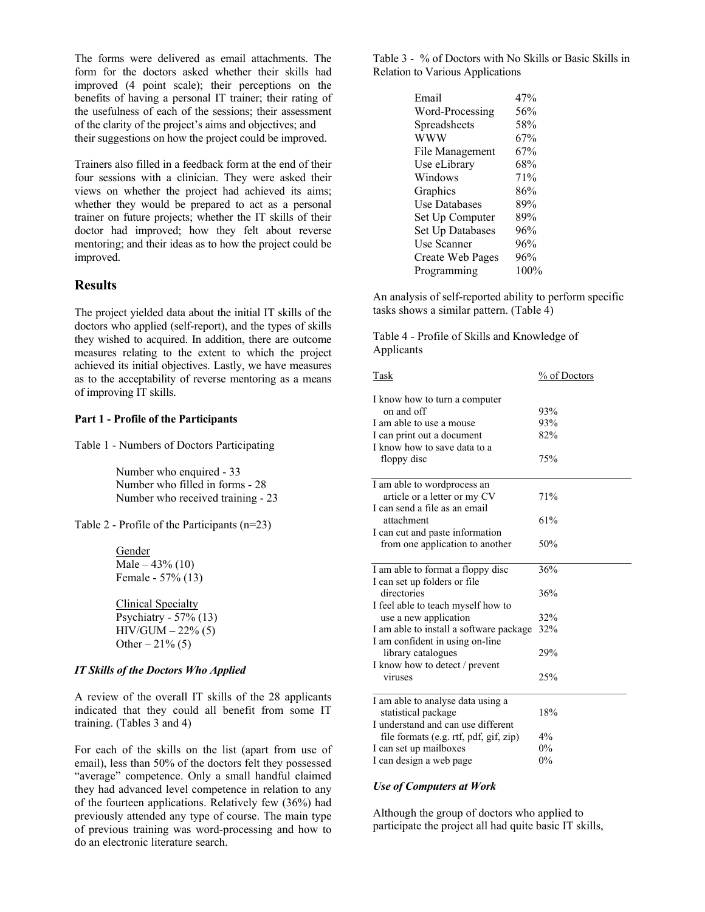The forms were delivered as email attachments. The form for the doctors asked whether their skills had improved (4 point scale); their perceptions on the benefits of having a personal IT trainer; their rating of the usefulness of each of the sessions; their assessment of the clarity of the project's aims and objectives; and their suggestions on how the project could be improved.

Trainers also filled in a feedback form at the end of their four sessions with a clinician. They were asked their views on whether the project had achieved its aims; whether they would be prepared to act as a personal trainer on future projects; whether the IT skills of their doctor had improved; how they felt about reverse mentoring; and their ideas as to how the project could be improved.

## Results

The project yielded data about the initial IT skills of the doctors who applied (self-report), and the types of skills they wished to acquired. In addition, there are outcome measures relating to the extent to which the project achieved its initial objectives. Lastly, we have measures as to the acceptability of reverse mentoring as a means of improving IT skills.

**Part 1 - Profile of the Participants**

Table 1 - Numbers of Doctors Participating

Number who enquired - 33
Number who filled in forms - 28
Number who received training - 23

Table 2 - Profile of the Participants (n=23)

Gender
Male – 43% (10)
Female - 57% (13)

Clinical Specialty
Psychiatry - 57% (13)
HIV/GUM – 22% (5)
Other – 21% (5)

### *IT Skills of the Doctors Who Applied*

A review of the overall IT skills of the 28 applicants indicated that they could all benefit from some IT training. (Tables 3 and 4)

For each of the skills on the list (apart from use of email), less than 50% of the doctors felt they possessed "average" competence. Only a small handful claimed they had advanced level competence in relation to any of the fourteen applications. Relatively few (36%) had previously attended any type of course. The main type of previous training was word-processing and how to do an electronic literature search.

Table 3 - % of Doctors with No Skills or Basic Skills in Relation to Various Applications

| Application | % |
|---|---|
| Email | 47% |
| Word-Processing | 56% |
| Spreadsheets | 58% |
| WWW | 67% |
| File Management | 67% |
| Use eLibrary | 68% |
| Windows | 71% |
| Graphics | 86% |
| Use Databases | 89% |
| Set Up Computer | 89% |
| Set Up Databases | 96% |
| Use Scanner | 96% |
| Create Web Pages | 96% |
| Programming | 100% |

An analysis of self-reported ability to perform specific tasks shows a similar pattern. (Table 4)

Table 4 - Profile of Skills and Knowledge of Applicants

| Task | % of Doctors |
|---|---|
| I know how to turn a computer on and off | 93% |
| I am able to use a mouse | 93% |
| I can print out a document | 82% |
| I know how to save data to a floppy disc | 75% |
| I am able to wordprocess an article or a letter or my CV | 71% |
| I can send a file as an email attachment | 61% |
| I can cut and paste information from one application to another | 50% |
| I am able to format a floppy disc | 36% |
| I can set up folders or file directories | 36% |
| I feel able to teach myself how to use a new application | 32% |
| I am able to install a software package | 32% |
| I am confident in using on-line library catalogues | 29% |
| I know how to detect / prevent viruses | 25% |
| I am able to analyse data using a statistical package | 18% |
| I understand and can use different file formats (e.g. rtf, pdf, gif, zip) | 4% |
| I can set up mailboxes | 0% |
| I can design a web page | 0% |

### *Use of Computers at Work*

Although the group of doctors who applied to participate the project all had quite basic IT skills,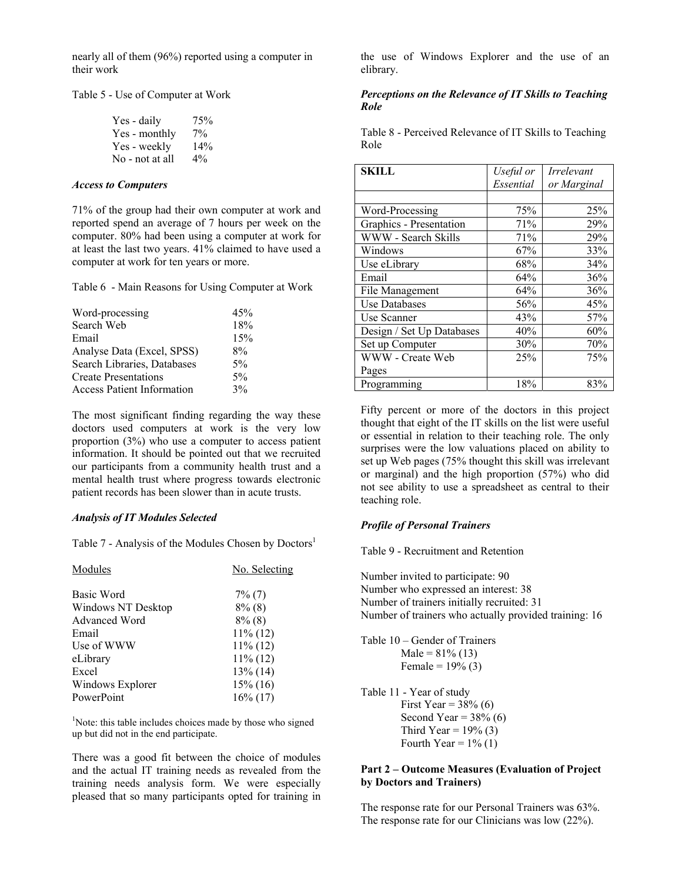nearly all of them (96%) reported using a computer in their work

Table 5 - Use of Computer at Work

| | |
|---|---|
| Yes - daily | 75% |
| Yes - monthly | 7% |
| Yes - weekly | 14% |
| No - not at all | 4% |

### *Access to Computers*

71% of the group had their own computer at work and reported spend an average of 7 hours per week on the computer. 80% had been using a computer at work for at least the last two years. 41% claimed to have used a computer at work for ten years or more.

Table 6 - Main Reasons for Using Computer at Work

| | |
|---|---|
| Word-processing | 45% |
| Search Web | 18% |
| Email | 15% |
| Analyse Data (Excel, SPSS) | 8% |
| Search Libraries, Databases | 5% |
| Create Presentations | 5% |
| Access Patient Information | 3% |

The most significant finding regarding the way these doctors used computers at work is the very low proportion (3%) who use a computer to access patient information. It should be pointed out that we recruited our participants from a community health trust and a mental health trust where progress towards electronic patient records has been slower than in acute trusts.

### *Analysis of IT Modules Selected*

Table 7 - Analysis of the Modules Chosen by Doctors[1]

| Modules | No. Selecting |
|---|---|
| Basic Word | 7% (7) |
| Windows NT Desktop | 8% (8) |
| Advanced Word | 8% (8) |
| Email | 11% (12) |
| Use of WWW | 11% (12) |
| eLibrary | 11% (12) |
| Excel | 13% (14) |
| Windows Explorer | 15% (16) |
| PowerPoint | 16% (17) |

[1]Note: this table includes choices made by those who signed up but did not in the end participate.

There was a good fit between the choice of modules and the actual IT training needs as revealed from the training needs analysis form. We were especially pleased that so many participants opted for training in the use of Windows Explorer and the use of an elibrary.

### *Perceptions on the Relevance of IT Skills to Teaching Role*

Table 8 - Perceived Relevance of IT Skills to Teaching Role

| **SKILL** | *Useful or Essential* | *Irrelevant or Marginal* |
|---|---|---|
| Word-Processing | 75% | 25% |
| Graphics - Presentation | 71% | 29% |
| WWW - Search Skills | 71% | 29% |
| Windows | 67% | 33% |
| Use eLibrary | 68% | 34% |
| Email | 64% | 36% |
| File Management | 64% | 36% |
| Use Databases | 56% | 45% |
| Use Scanner | 43% | 57% |
| Design / Set Up Databases | 40% | 60% |
| Set up Computer | 30% | 70% |
| WWW - Create Web Pages | 25% | 75% |
| Programming | 18% | 83% |

Fifty percent or more of the doctors in this project thought that eight of the IT skills on the list were useful or essential in relation to their teaching role. The only surprises were the low valuations placed on ability to set up Web pages (75% thought this skill was irrelevant or marginal) and the high proportion (57%) who did not see ability to use a spreadsheet as central to their teaching role.

### *Profile of Personal Trainers*

Table 9 - Recruitment and Retention

Number invited to participate: 90
Number who expressed an interest: 38
Number of trainers initially recruited: 31
Number of trainers who actually provided training: 16

Table 10 – Gender of Trainers

Male = 81% (13)
Female = 19% (3)

Table 11 - Year of study

First Year = 38% (6)
Second Year = 38% (6)
Third Year = 19% (3)
Fourth Year = 1% (1)

### Part 2 – Outcome Measures (Evaluation of Project by Doctors and Trainers)

The response rate for our Personal Trainers was 63%. The response rate for our Clinicians was low (22%).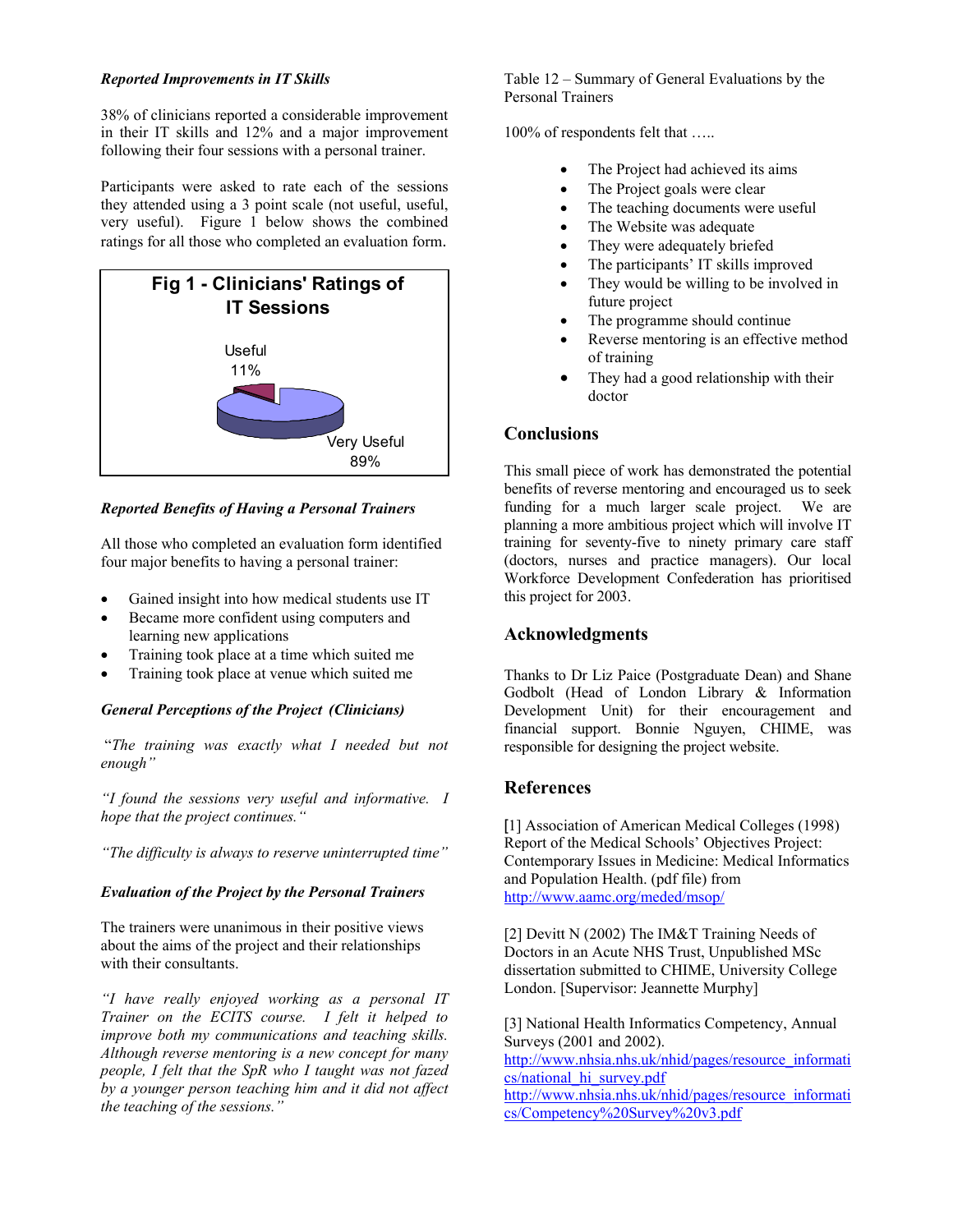***Reported Improvements in IT Skills***

38% of clinicians reported a considerable improvement in their IT skills and 12% and a major improvement following their four sessions with a personal trainer.

Participants were asked to rate each of the sessions they attended using a 3 point scale (not useful, useful, very useful). Figure 1 below shows the combined ratings for all those who completed an evaluation form.

**Fig 1 - Clinicians' Ratings of IT Sessions**

Useful 11%

Very Useful 89%

***Reported Benefits of Having a Personal Trainers***

All those who completed an evaluation form identified four major benefits to having a personal trainer:

- Gained insight into how medical students use IT
- Became more confident using computers and learning new applications
- Training took place at a time which suited me
- Training took place at venue which suited me

***General Perceptions of the Project (Clinicians)***

"*The training was exactly what I needed but not enough"*

*"I found the sessions very useful and informative. I hope that the project continues."*

*"The difficulty is always to reserve uninterrupted time"*

***Evaluation of the Project by the Personal Trainers***

The trainers were unanimous in their positive views about the aims of the project and their relationships with their consultants.

*"I have really enjoyed working as a personal IT Trainer on the ECITS course. I felt it helped to improve both my communications and teaching skills. Although reverse mentoring is a new concept for many people, I felt that the SpR who I taught was not fazed by a younger person teaching him and it did not affect the teaching of the sessions."*

Table 12 – Summary of General Evaluations by the Personal Trainers

100% of respondents felt that …..

- The Project had achieved its aims
- The Project goals were clear
- The teaching documents were useful
- The Website was adequate
- They were adequately briefed
- The participants' IT skills improved
- They would be willing to be involved in future project
- The programme should continue
- Reverse mentoring is an effective method of training
- They had a good relationship with their doctor

## Conclusions

This small piece of work has demonstrated the potential benefits of reverse mentoring and encouraged us to seek funding for a much larger scale project. We are planning a more ambitious project which will involve IT training for seventy-five to ninety primary care staff (doctors, nurses and practice managers). Our local Workforce Development Confederation has prioritised this project for 2003.

## Acknowledgments

Thanks to Dr Liz Paice (Postgraduate Dean) and Shane Godbolt (Head of London Library & Information Development Unit) for their encouragement and financial support. Bonnie Nguyen, CHIME, was responsible for designing the project website.

## References

[1] Association of American Medical Colleges (1998) Report of the Medical Schools' Objectives Project: Contemporary Issues in Medicine: Medical Informatics and Population Health. (pdf file) from http://www.aamc.org/meded/msop/

[2] Devitt N (2002) The IM&T Training Needs of Doctors in an Acute NHS Trust, Unpublished MSc dissertation submitted to CHIME, University College London. [Supervisor: Jeannette Murphy]

[3] National Health Informatics Competency, Annual Surveys (2001 and 2002).
http://www.nhsia.nhs.uk/nhid/pages/resource_informatics/national_hi_survey.pdf
http://www.nhsia.nhs.uk/nhid/pages/resource_informatics/Competency%20Survey%20v3.pdf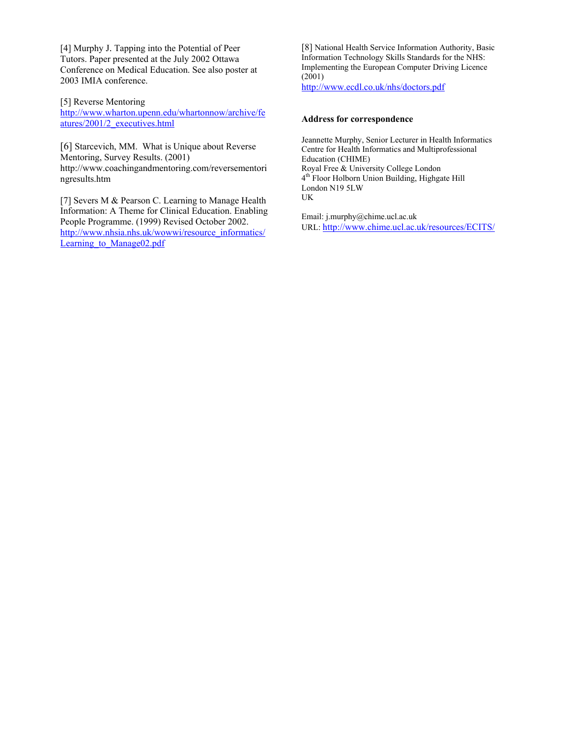[4] Murphy J. Tapping into the Potential of Peer Tutors. Paper presented at the July 2002 Ottawa Conference on Medical Education. See also poster at 2003 IMIA conference.

[5] Reverse Mentoring
http://www.wharton.upenn.edu/whartonnow/archive/features/2001/2_executives.html

[6] Starcevich, MM. What is Unique about Reverse Mentoring, Survey Results. (2001)
http://www.coachingandmentoring.com/reversementoringresults.htm

[7] Severs M & Pearson C. Learning to Manage Health Information: A Theme for Clinical Education. Enabling People Programme. (1999) Revised October 2002.
http://www.nhsia.nhs.uk/wowwi/resource_informatics/Learning_to_Manage02.pdf

[8] National Health Service Information Authority, Basic Information Technology Skills Standards for the NHS: Implementing the European Computer Driving Licence (2001)
http://www.ecdl.co.uk/nhs/doctors.pdf

**Address for correspondence**

Jeannette Murphy, Senior Lecturer in Health Informatics
Centre for Health Informatics and Multiprofessional Education (CHIME)
Royal Free & University College London
4th Floor Holborn Union Building, Highgate Hill
London N19 5LW
UK

Email: j.murphy@chime.ucl.ac.uk
URL: http://www.chime.ucl.ac.uk/resources/ECITS/